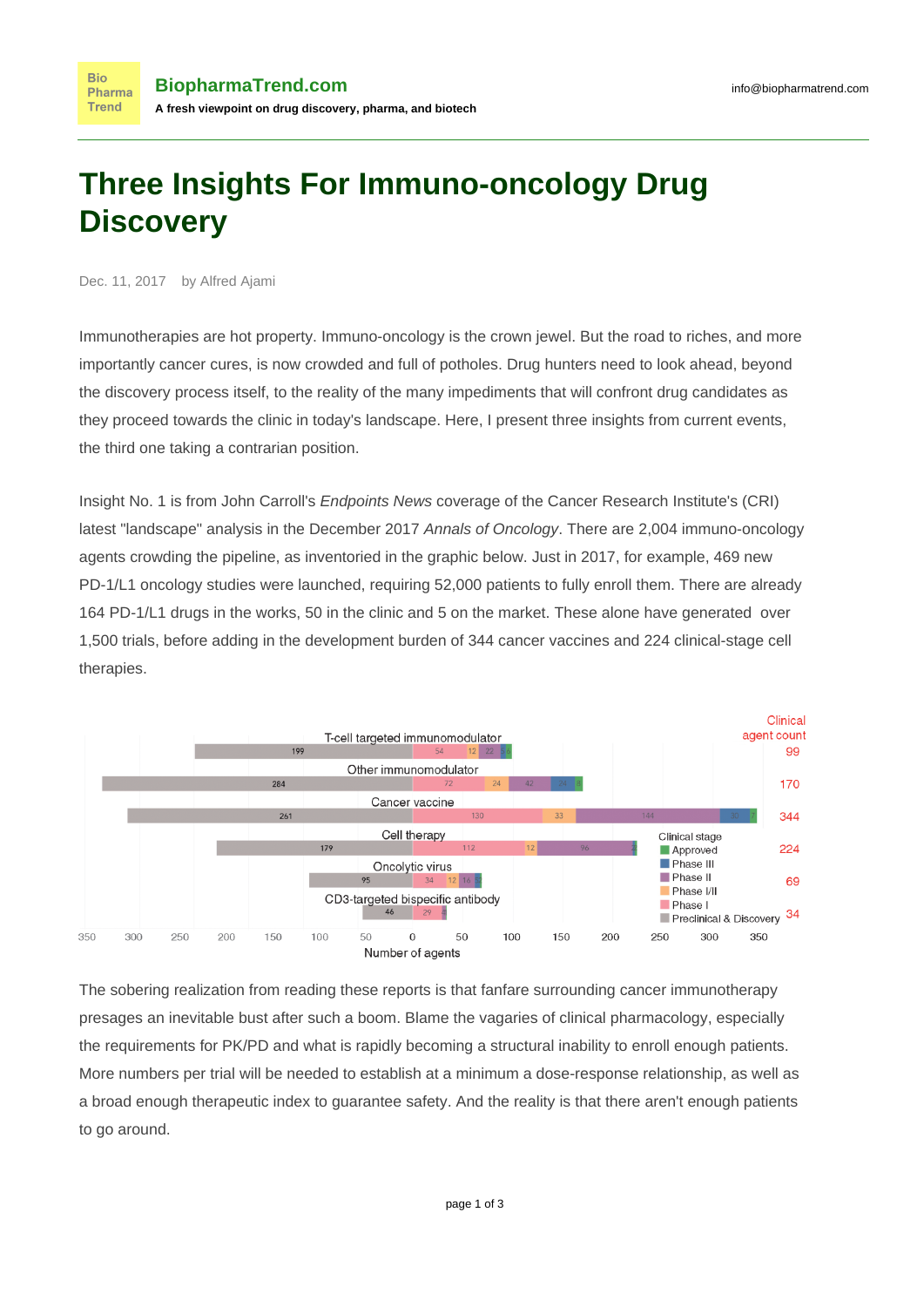# Three Insights For Immuno-oncology Drug Discovery

Dec. 11, 2017 by Alfred Ajami

Immunotherapies are hot property. Immuno-oncology is the crown jewel. But the road to riches, and more importantly cancer cures, is now crowded and full of potholes. Drug hunters need to look ahead, beyond the discovery process itself, to the reality of the many impediments that will confront drug candidates as they proceed towards the clinic in today's landscape. Here, I present three insights from current events, the third one taking a contrarian position.

Insight No. 1 is from John Carroll's *Endpoints News* coverage of the Cancer Research Institute's (CRI) latest "landscape" analysis in the December 2017 *Annals of Oncology*. There are 2,004 immuno-oncology agents crowding the pipeline, as inventoried in the graphic below. Just in 2017, for example, 469 new PD-1/L1 oncology studies were launched, requiring 52,000 patients to fully enroll them. There are already 164 PD-1/L1 drugs in the works, 50 in the clinic and 5 on the market. These alone have generated over 1,500 trials, before adding in the development burden of 344 cancer vaccines and 224 clinical-stage cell therapies.

The sobering realization from reading these reports is that fanfare surrounding cancer immunotherapy presages an inevitable bust after such a boom. Blame the vagaries of clinical pharmacology, especially the requirements for PK/PD and what is rapidly becoming a structural inability to enroll enough patients. More numbers per trial will be needed to establish at a minimum a dose-response relationship, as well as a broad enough therapeutic index to guarantee safety. And the reality is that there aren't enough patients to go around.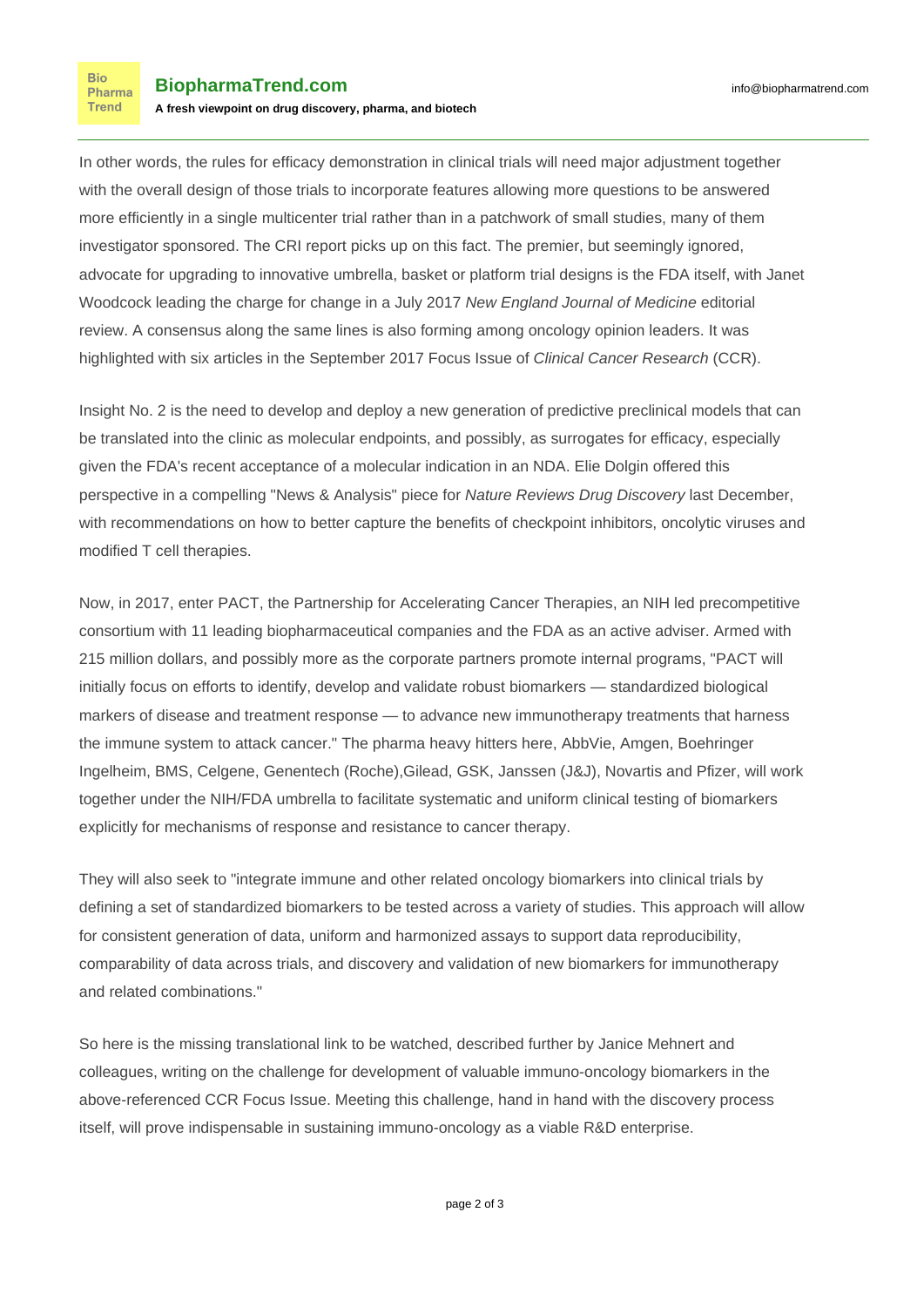In other words, the rules for efficacy demonstration in clinical trials will need major adjustment together with the overall design of those trials to incorporate features allowing more questions to be answered more efficiently in a single multicenter trial rather than in a patchwork of small studies, many of them investigator sponsored. The CRI report picks up on this fact. The premier, but seemingly ignored, advocate for upgrading to innovative umbrella, basket or platform trial designs is the FDA itself, with Janet Woodcock leading the charge for change in a July 2017 *New England Journal of Medicine* editorial review. A consensus along the same lines is also forming among oncology opinion leaders. It was highlighted with six articles in the September 2017 Focus Issue of *Clinical Cancer Research* (CCR).

Insight No. 2 is the need to develop and deploy a new generation of predictive preclinical models that can be translated into the clinic as molecular endpoints, and possibly, as surrogates for efficacy, especially given the FDA's recent acceptance of a molecular indication in an NDA. Elie Dolgin offered this perspective in a compelling "News & Analysis" piece for *Nature Reviews Drug Discovery* last December, with recommendations on how to better capture the benefits of checkpoint inhibitors, oncolytic viruses and modified T cell therapies.

Now, in 2017, enter PACT, the Partnership for Accelerating Cancer Therapies, an NIH led precompetitive consortium with 11 leading biopharmaceutical companies and the FDA as an active adviser. Armed with 215 million dollars, and possibly more as the corporate partners promote internal programs, "PACT will initially focus on efforts to identify, develop and validate robust biomarkers — standardized biological markers of disease and treatment response — to advance new immunotherapy treatments that harness the immune system to attack cancer." The pharma heavy hitters here, AbbVie, Amgen, Boehringer Ingelheim, BMS, Celgene, Genentech (Roche),Gilead, GSK, Janssen (J&J), Novartis and Pfizer, will work together under the NIH/FDA umbrella to facilitate systematic and uniform clinical testing of biomarkers explicitly for mechanisms of response and resistance to cancer therapy.

They will also seek to "integrate immune and other related oncology biomarkers into clinical trials by defining a set of standardized biomarkers to be tested across a variety of studies. This approach will allow for consistent generation of data, uniform and harmonized assays to support data reproducibility, comparability of data across trials, and discovery and validation of new biomarkers for immunotherapy and related combinations."

So here is the missing translational link to be watched, described further by Janice Mehnert and colleagues, writing on the challenge for development of valuable immuno-oncology biomarkers in the above-referenced CCR Focus Issue. Meeting this challenge, hand in hand with the discovery process itself, will prove indispensable in sustaining immuno-oncology as a viable R&D enterprise.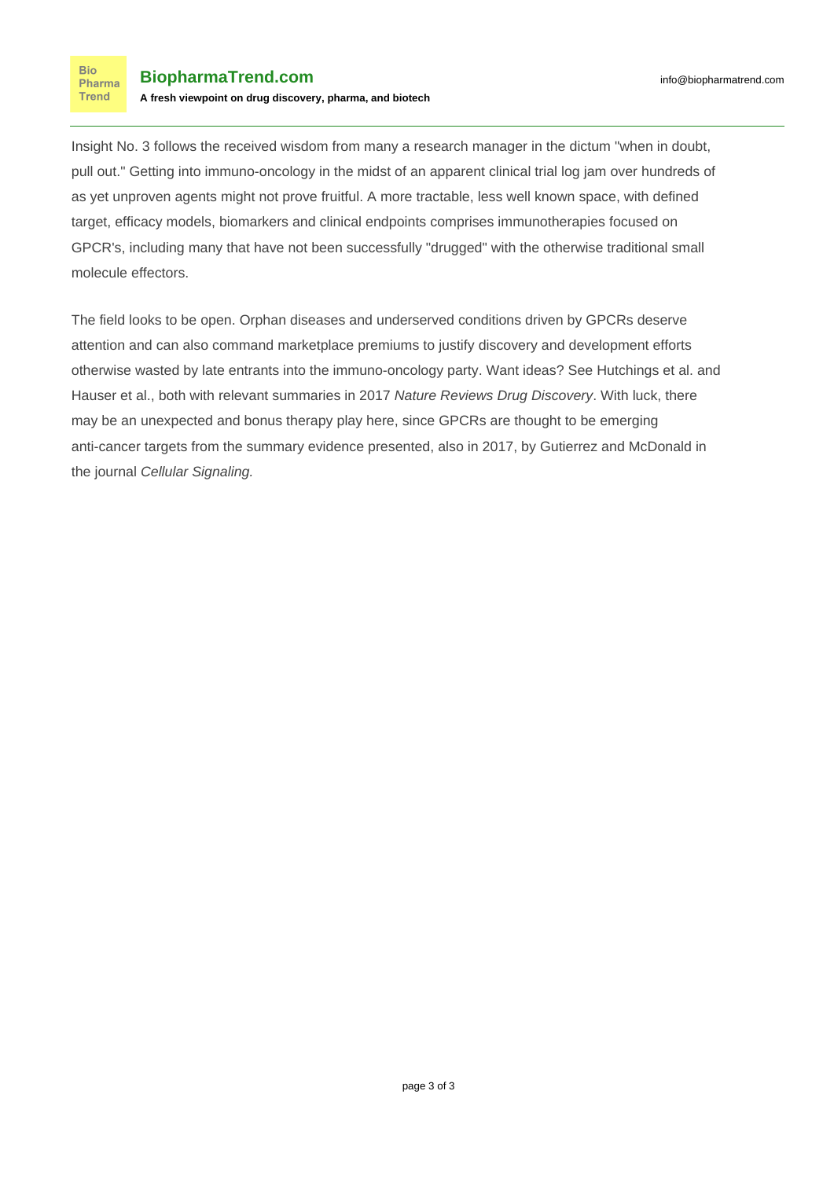Insight No. 3 follows the received wisdom from many a research manager in the dictum "when in doubt, pull out." Getting into immuno-oncology in the midst of an apparent clinical trial log jam over hundreds of as yet unproven agents might not prove fruitful. A more tractable, less well known space, with defined target, efficacy models, biomarkers and clinical endpoints comprises immunotherapies focused on GPCR's, including many that have not been successfully "drugged" with the otherwise traditional small molecule effectors.

The field looks to be open. Orphan diseases and underserved conditions driven by GPCRs deserve attention and can also command marketplace premiums to justify discovery and development efforts otherwise wasted by late entrants into the immuno-oncology party. Want ideas? See Hutchings et al. and Hauser et al., both with relevant summaries in 2017 *Nature Reviews Drug Discovery*. With luck, there may be an unexpected and bonus therapy play here, since GPCRs are thought to be emerging anti-cancer targets from the summary evidence presented, also in 2017, by Gutierrez and McDonald in the journal *Cellular Signaling.*